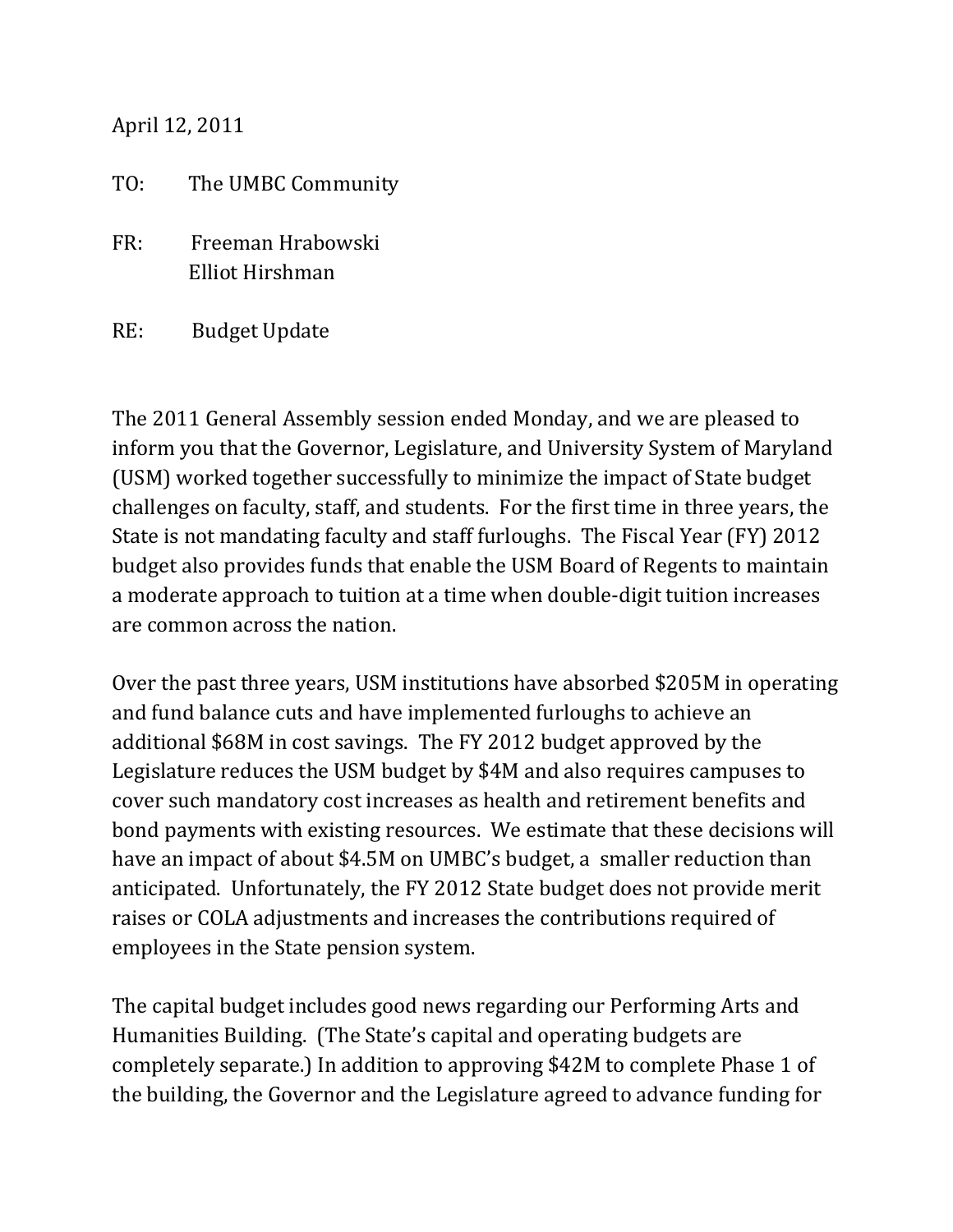April 12, 2011

TO: The UMBC Community

FR: Freeman Hrabowski
Elliot Hirshman

RE: Budget Update

The 2011 General Assembly session ended Monday, and we are pleased to inform you that the Governor, Legislature, and University System of Maryland (USM) worked together successfully to minimize the impact of State budget challenges on faculty, staff, and students. For the first time in three years, the State is not mandating faculty and staff furloughs. The Fiscal Year (FY) 2012 budget also provides funds that enable the USM Board of Regents to maintain a moderate approach to tuition at a time when double-digit tuition increases are common across the nation.

Over the past three years, USM institutions have absorbed $205M in operating and fund balance cuts and have implemented furloughs to achieve an additional $68M in cost savings. The FY 2012 budget approved by the Legislature reduces the USM budget by $4M and also requires campuses to cover such mandatory cost increases as health and retirement benefits and bond payments with existing resources. We estimate that these decisions will have an impact of about $4.5M on UMBC's budget, a smaller reduction than anticipated. Unfortunately, the FY 2012 State budget does not provide merit raises or COLA adjustments and increases the contributions required of employees in the State pension system.

The capital budget includes good news regarding our Performing Arts and Humanities Building. (The State's capital and operating budgets are completely separate.) In addition to approving $42M to complete Phase 1 of the building, the Governor and the Legislature agreed to advance funding for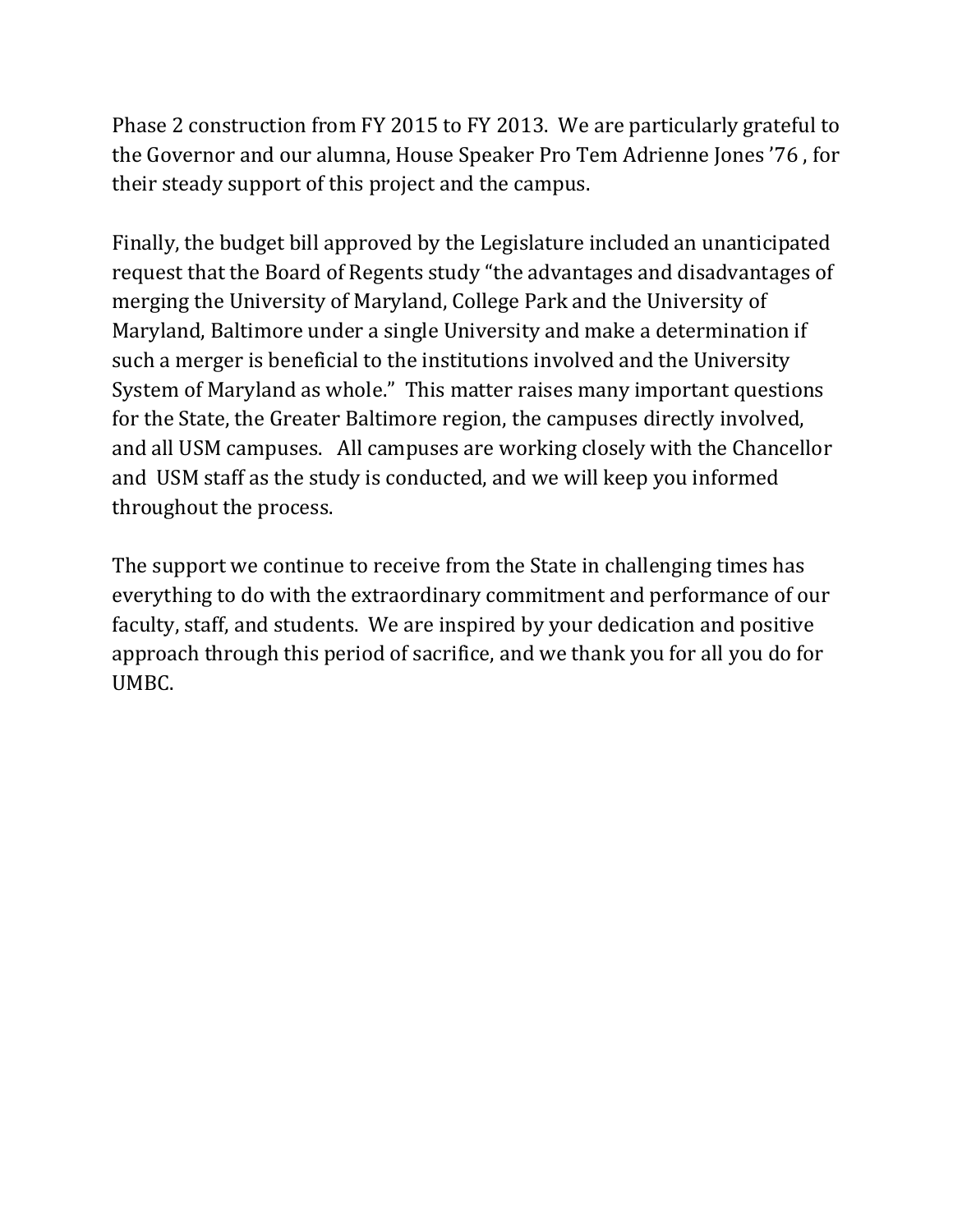Phase 2 construction from FY 2015 to FY 2013. We are particularly grateful to the Governor and our alumna, House Speaker Pro Tem Adrienne Jones '76 , for their steady support of this project and the campus.

Finally, the budget bill approved by the Legislature included an unanticipated request that the Board of Regents study "the advantages and disadvantages of merging the University of Maryland, College Park and the University of Maryland, Baltimore under a single University and make a determination if such a merger is beneficial to the institutions involved and the University System of Maryland as whole." This matter raises many important questions for the State, the Greater Baltimore region, the campuses directly involved, and all USM campuses. All campuses are working closely with the Chancellor and USM staff as the study is conducted, and we will keep you informed throughout the process.

The support we continue to receive from the State in challenging times has everything to do with the extraordinary commitment and performance of our faculty, staff, and students. We are inspired by your dedication and positive approach through this period of sacrifice, and we thank you for all you do for UMBC.